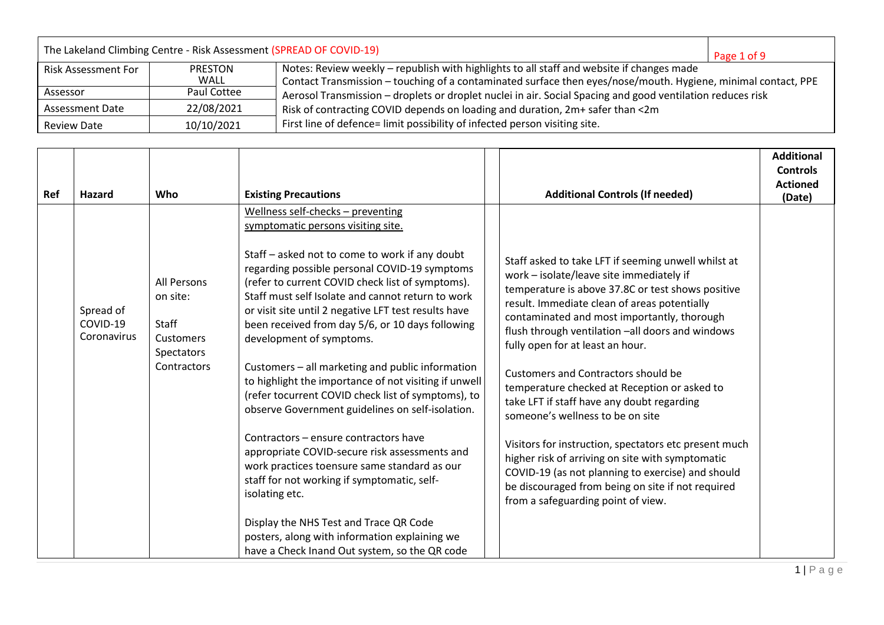| The Lakeland Climbing Centre - Risk Assessment (SPREAD OF COVID-19) | | |
|---|---|---|
| Risk Assessment For | PRESTON WALL | Notes: Review weekly – republish with highlights to all staff and website if changes made<br>Contact Transmission – touching of a contaminated surface then eyes/nose/mouth. Hygiene, minimal contact, PPE |
| Assessor | Paul Cottee | Aerosol Transmission – droplets or droplet nuclei in air. Social Spacing and good ventilation reduces risk |
| Assessment Date | 22/08/2021 | Risk of contracting COVID depends on loading and duration, 2m+ safer than <2m |
| Review Date | 10/10/2021 | First line of defence= limit possibility of infected person visiting site. |

| Ref | Hazard | Who | Existing Precautions | | Additional Controls (If needed) | Additional Controls Actioned (Date) |
|---|---|---|---|---|---|---|
| | Spread of COVID-19 Coronavirus | All Persons on site:<br>Staff<br>Customers<br>Spectators<br>Contractors | Wellness self-checks – preventing symptomatic persons visiting site.<br><br>Staff – asked not to come to work if any doubt regarding possible personal COVID-19 symptoms (refer to current COVID check list of symptoms). Staff must self Isolate and cannot return to work or visit site until 2 negative LFT test results have been received from day 5/6, or 10 days following development of symptoms.<br><br>Customers – all marketing and public information to highlight the importance of not visiting if unwell (refer tocurrent COVID check list of symptoms), to observe Government guidelines on self-isolation.<br><br>Contractors – ensure contractors have appropriate COVID-secure risk assessments and work practices toensure same standard as our staff for not working if symptomatic, self-isolating etc.<br><br>Display the NHS Test and Trace QR Code posters, along with information explaining we have a Check Inand Out system, so the QR code | | Staff asked to take LFT if seeming unwell whilst at work – isolate/leave site immediately if temperature is above 37.8C or test shows positive result. Immediate clean of areas potentially contaminated and most importantly, thorough flush through ventilation –all doors and windows fully open for at least an hour.<br><br>Customers and Contractors should be temperature checked at Reception or asked to take LFT if staff have any doubt regarding someone's wellness to be on site<br><br>Visitors for instruction, spectators etc present much higher risk of arriving on site with symptomatic COVID-19 (as not planning to exercise) and should be discouraged from being on site if not required from a safeguarding point of view. | |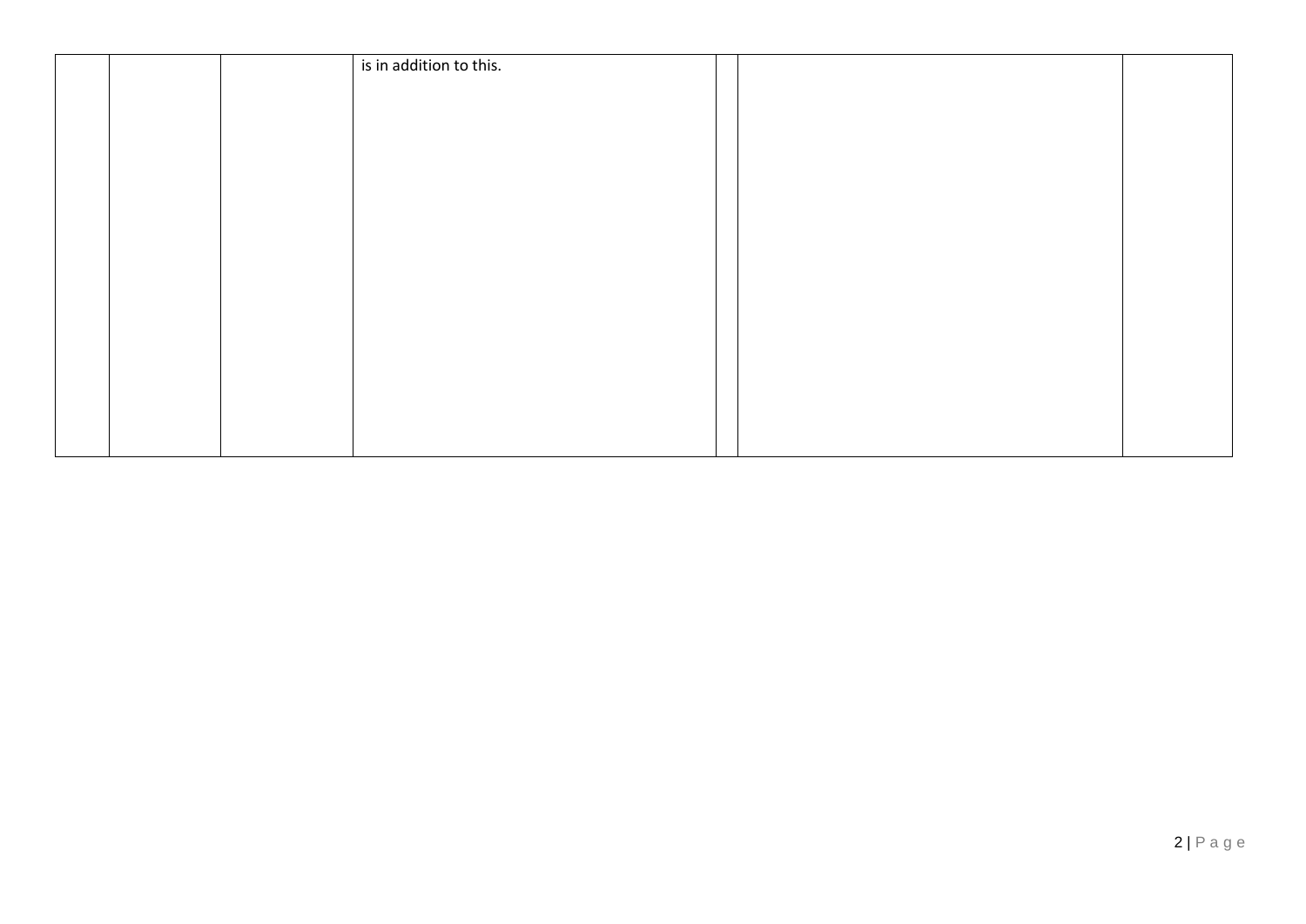| | | | | | | |
|---|---|---|---|---|---|---|
| | | | is in addition to this. | | | |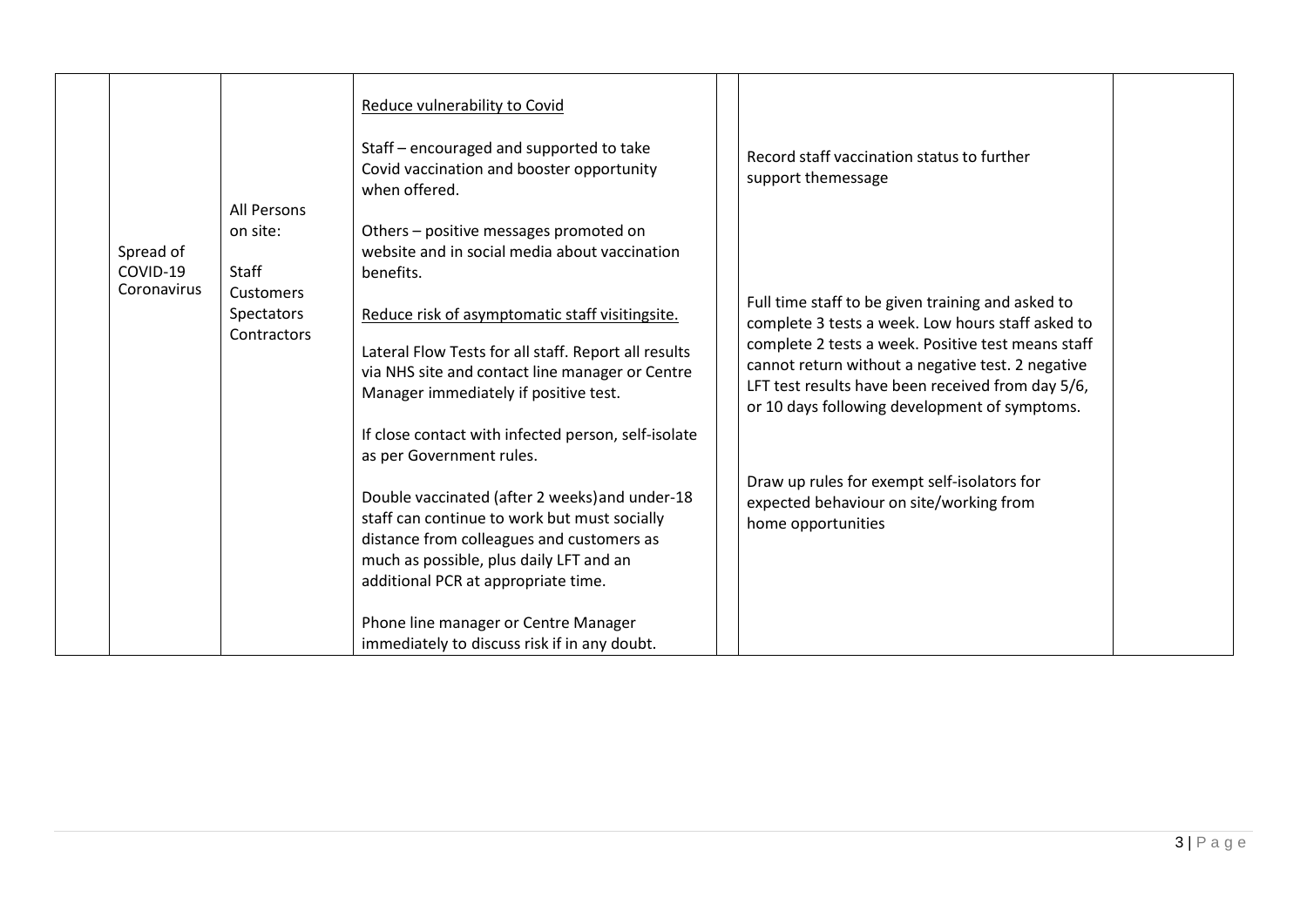| | | | | | | |
|---|---|---|---|---|---|---|
| | Spread of COVID-19 Coronavirus | All Persons on site:<br><br>Staff<br>Customers<br>Spectators<br>Contractors | Reduce vulnerability to Covid<br><br>Staff – encouraged and supported to take Covid vaccination and booster opportunity when offered.<br><br>Others – positive messages promoted on website and in social media about vaccination benefits.<br><br>Reduce risk of asymptomatic staff visitingsite.<br><br>Lateral Flow Tests for all staff. Report all results via NHS site and contact line manager or Centre Manager immediately if positive test.<br><br>If close contact with infected person, self-isolate as per Government rules.<br><br>Double vaccinated (after 2 weeks)and under-18 staff can continue to work but must socially distance from colleagues and customers as much as possible, plus daily LFT and an additional PCR at appropriate time.<br><br>Phone line manager or Centre Manager immediately to discuss risk if in any doubt. | | Record staff vaccination status to further support themessage<br><br>Full time staff to be given training and asked to complete 3 tests a week. Low hours staff asked to complete 2 tests a week. Positive test means staff cannot return without a negative test. 2 negative LFT test results have been received from day 5/6, or 10 days following development of symptoms.<br><br>Draw up rules for exempt self-isolators for expected behaviour on site/working from home opportunities | |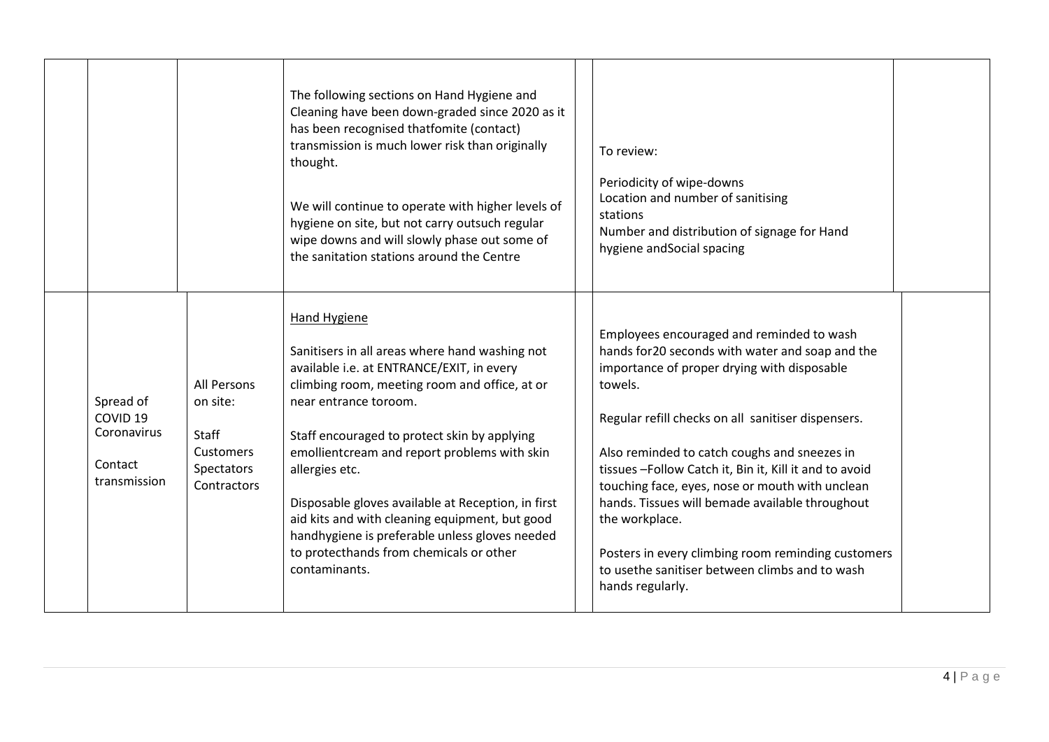| | | | | | |
|---|---|---|---|---|---|
| | | The following sections on Hand Hygiene and Cleaning have been down-graded since 2020 as it has been recognised thatfomite (contact) transmission is much lower risk than originally thought.<br><br>We will continue to operate with higher levels of hygiene on site, but not carry outsuch regular wipe downs and will slowly phase out some of the sanitation stations around the Centre | | To review:<br><br>Periodicity of wipe-downs<br>Location and number of sanitising stations<br>Number and distribution of signage for Hand hygiene andSocial spacing | |
| | Spread of COVID 19 Coronavirus<br><br>Contact transmission | All Persons on site:<br><br>Staff<br>Customers<br>Spectators<br>Contractors | <u>Hand Hygiene</u><br><br>Sanitisers in all areas where hand washing not available i.e. at ENTRANCE/EXIT, in every climbing room, meeting room and office, at or near entrance toroom.<br><br>Staff encouraged to protect skin by applying emollientcream and report problems with skin allergies etc.<br><br>Disposable gloves available at Reception, in first aid kits and with cleaning equipment, but good handhygiene is preferable unless gloves needed to protecthands from chemicals or other contaminants. | | Employees encouraged and reminded to wash hands for20 seconds with water and soap and the importance of proper drying with disposable towels.<br><br>Regular refill checks on all sanitiser dispensers.<br><br>Also reminded to catch coughs and sneezes in tissues –Follow Catch it, Bin it, Kill it and to avoid touching face, eyes, nose or mouth with unclean hands. Tissues will bemade available throughout the workplace.<br><br>Posters in every climbing room reminding customers to usethe sanitiser between climbs and to wash hands regularly. | |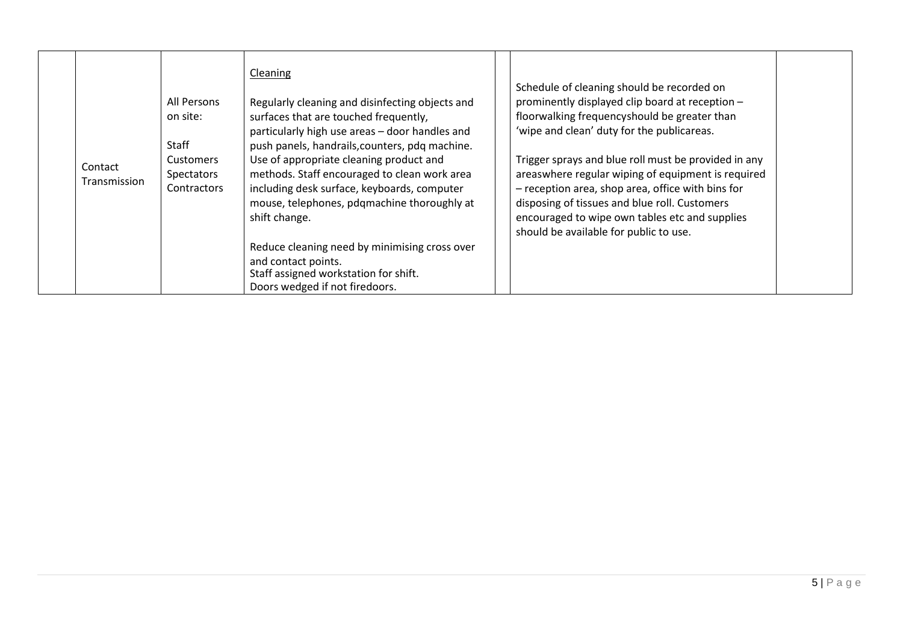|  | Contact Transmission | All Persons on site:<br><br>Staff<br>Customers<br>Spectators<br>Contractors | <u>Cleaning</u><br><br>Regularly cleaning and disinfecting objects and surfaces that are touched frequently, particularly high use areas – door handles and push panels, handrails,counters, pdq machine. Use of appropriate cleaning product and methods. Staff encouraged to clean work area including desk surface, keyboards, computer mouse, telephones, pdqmachine thoroughly at shift change.<br><br>Reduce cleaning need by minimising cross over and contact points.<br>Staff assigned workstation for shift.<br>Doors wedged if not firedoors. |  | Schedule of cleaning should be recorded on prominently displayed clip board at reception – floorwalking frequencyshould be greater than 'wipe and clean' duty for the publicareas.<br><br>Trigger sprays and blue roll must be provided in any areaswhere regular wiping of equipment is required – reception area, shop area, office with bins for disposing of tissues and blue roll. Customers encouraged to wipe own tables etc and supplies should be available for public to use. |  |
|---|---|---|---|---|---|---|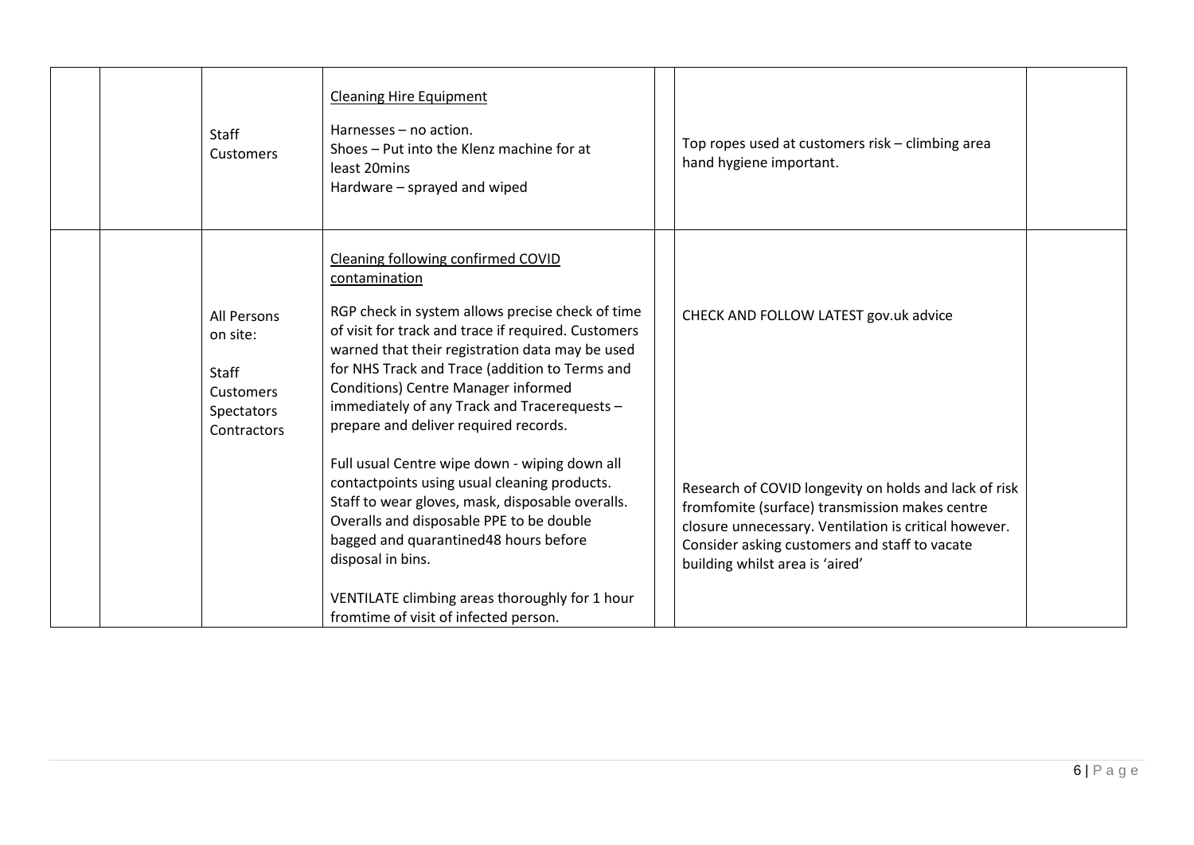|  |  |  |  |  |  |  |
|---|---|---|---|---|---|---|
|  |  | Staff<br>Customers | <u>Cleaning Hire Equipment</u><br><br>Harnesses – no action.<br>Shoes – Put into the Klenz machine for at least 20mins<br>Hardware – sprayed and wiped |  | Top ropes used at customers risk – climbing area hand hygiene important. |  |
|  |  | All Persons on site:<br><br>Staff<br>Customers<br>Spectators<br>Contractors | <u>Cleaning following confirmed COVID contamination</u><br><br>RGP check in system allows precise check of time of visit for track and trace if required. Customers warned that their registration data may be used for NHS Track and Trace (addition to Terms and Conditions) Centre Manager informed immediately of any Track and Tracerequests – prepare and deliver required records.<br><br>Full usual Centre wipe down - wiping down all contactpoints using usual cleaning products. Staff to wear gloves, mask, disposable overalls. Overalls and disposable PPE to be double bagged and quarantined48 hours before disposal in bins.<br><br>VENTILATE climbing areas thoroughly for 1 hour fromtime of visit of infected person. |  | CHECK AND FOLLOW LATEST gov.uk advice<br><br>Research of COVID longevity on holds and lack of risk fromfomite (surface) transmission makes centre closure unnecessary. Ventilation is critical however. Consider asking customers and staff to vacate building whilst area is 'aired' |  |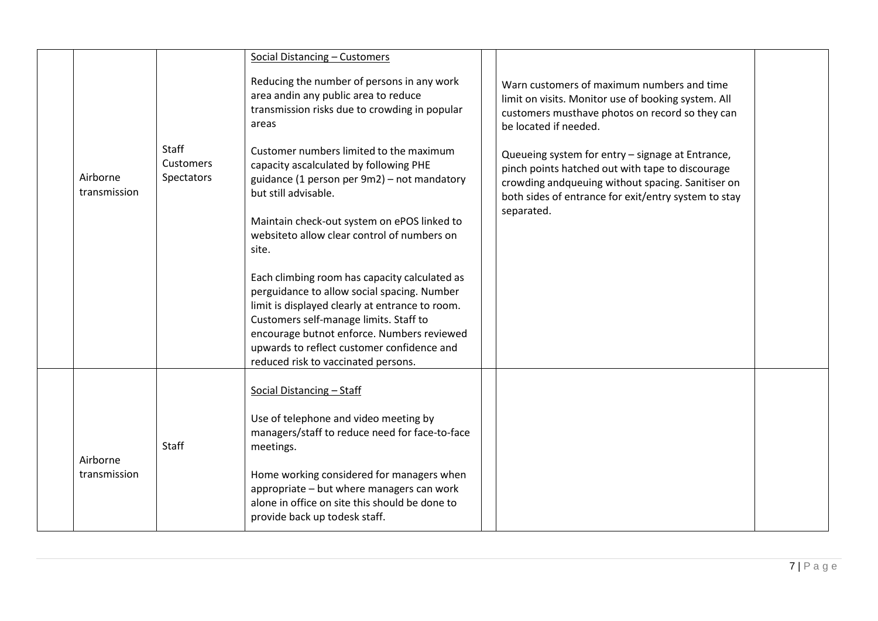|  |  |  |  |  |  |  |
|---|---|---|---|---|---|---|
|  | Airborne transmission | Staff<br>Customers<br>Spectators | Social Distancing – Customers<br><br>Reducing the number of persons in any work area andin any public area to reduce transmission risks due to crowding in popular areas<br><br>Customer numbers limited to the maximum capacity ascalculated by following PHE guidance (1 person per 9m2) – not mandatory but still advisable.<br><br>Maintain check-out system on ePOS linked to websiteto allow clear control of numbers on site.<br><br>Each climbing room has capacity calculated as perguidance to allow social spacing. Number limit is displayed clearly at entrance to room. Customers self-manage limits. Staff to encourage butnot enforce. Numbers reviewed upwards to reflect customer confidence and reduced risk to vaccinated persons. |  | Warn customers of maximum numbers and time limit on visits. Monitor use of booking system. All customers musthave photos on record so they can be located if needed.<br><br>Queueing system for entry – signage at Entrance, pinch points hatched out with tape to discourage crowding andqueuing without spacing. Sanitiser on both sides of entrance for exit/entry system to stay separated. |  |
|  | Airborne transmission | Staff | Social Distancing – Staff<br><br>Use of telephone and video meeting by managers/staff to reduce need for face-to-face meetings.<br><br>Home working considered for managers when appropriate – but where managers can work alone in office on site this should be done to provide back up todesk staff. |  |  |  |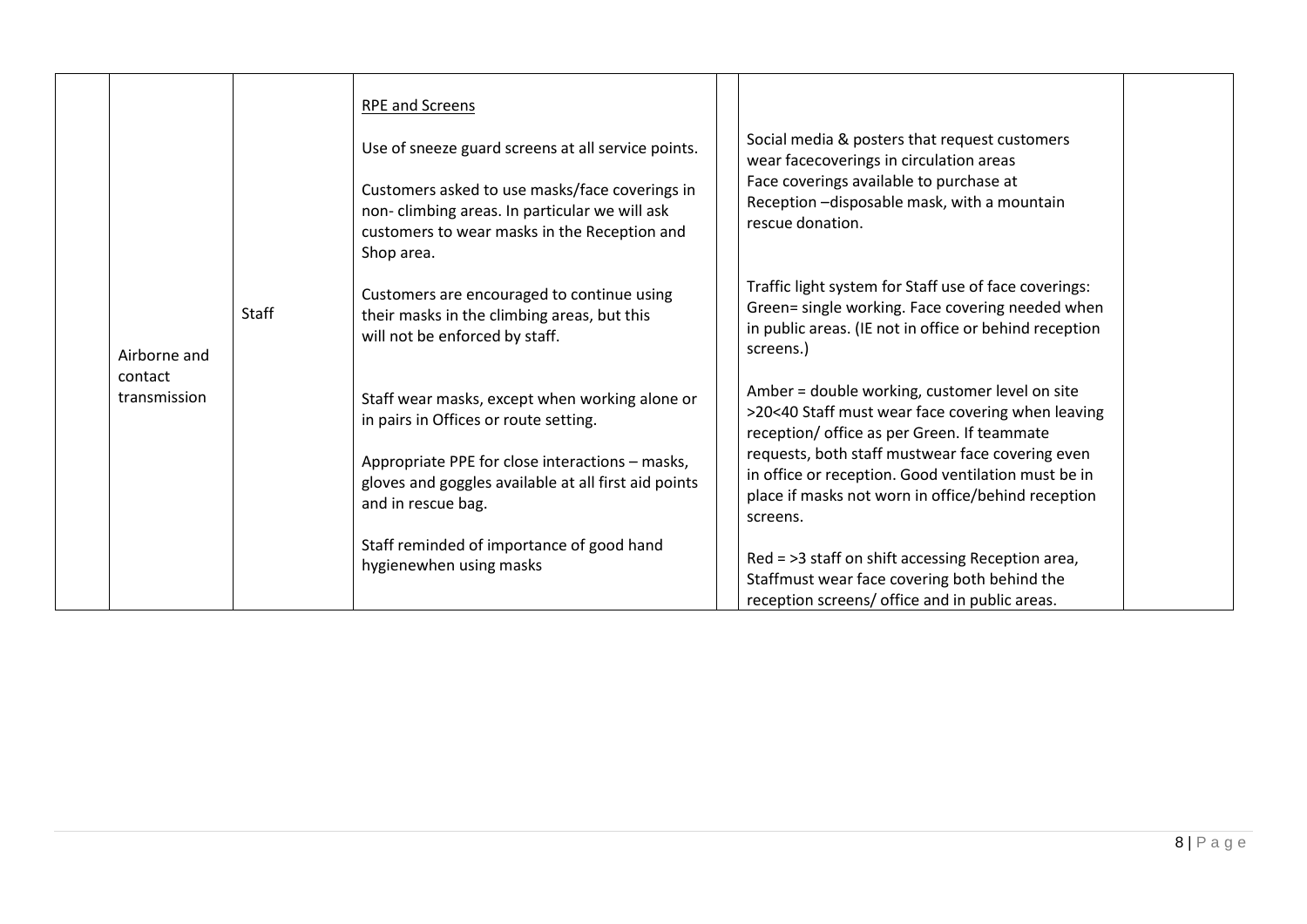| | Airborne and contact transmission | Staff | <u>RPE and Screens</u><br><br>Use of sneeze guard screens at all service points.<br><br>Customers asked to use masks/face coverings in non- climbing areas. In particular we will ask customers to wear masks in the Reception and Shop area.<br><br>Customers are encouraged to continue using their masks in the climbing areas, but this will not be enforced by staff.<br><br>Staff wear masks, except when working alone or in pairs in Offices or route setting.<br><br>Appropriate PPE for close interactions – masks, gloves and goggles available at all first aid points and in rescue bag.<br><br>Staff reminded of importance of good hand hygienewhen using masks | | Social media & posters that request customers wear facecoverings in circulation areas<br>Face coverings available to purchase at Reception –disposable mask, with a mountain rescue donation.<br><br>Traffic light system for Staff use of face coverings:<br>Green= single working. Face covering needed when in public areas. (IE not in office or behind reception screens.)<br><br>Amber = double working, customer level on site >20<40 Staff must wear face covering when leaving reception/ office as per Green. If teammate requests, both staff mustwear face covering even in office or reception. Good ventilation must be in place if masks not worn in office/behind reception screens.<br><br>Red = >3 staff on shift accessing Reception area, Staffmust wear face covering both behind the reception screens/ office and in public areas. | |
|---|---|---|---|---|---|---|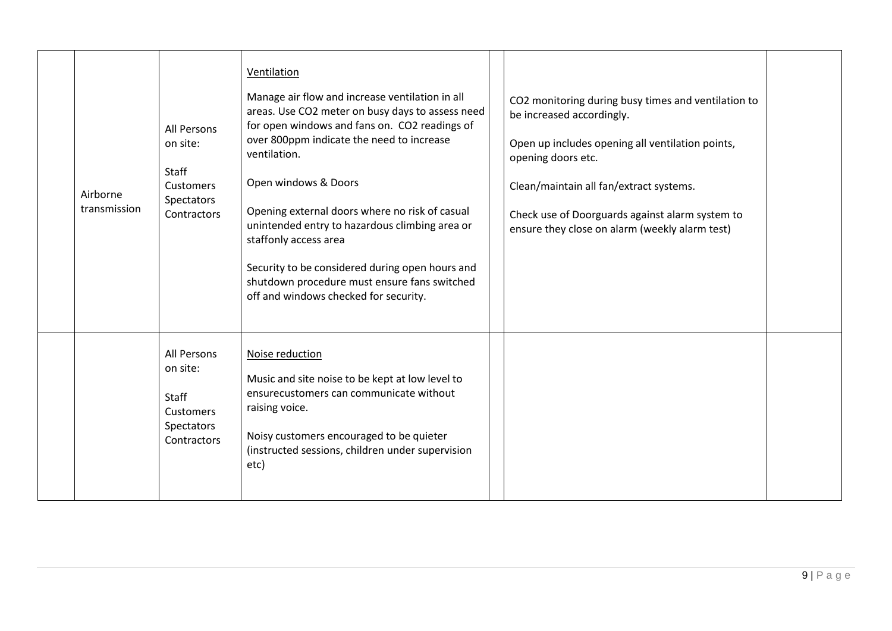|  |  |  |  |  |  |  |
|---|---|---|---|---|---|---|
|  | Airborne transmission | All Persons on site:<br><br>Staff<br>Customers<br>Spectators<br>Contractors | Ventilation<br><br>Manage air flow and increase ventilation in all areas. Use $CO_2$ meter on busy days to assess need for open windows and fans on. $CO_2$ readings of over 800ppm indicate the need to increase ventilation.<br><br>Open windows & Doors<br><br>Opening external doors where no risk of casual unintended entry to hazardous climbing area or staffonly access area<br><br>Security to be considered during open hours and shutdown procedure must ensure fans switched off and windows checked for security. |  | $CO_2$ monitoring during busy times and ventilation to be increased accordingly.<br><br>Open up includes opening all ventilation points, opening doors etc.<br><br>Clean/maintain all fan/extract systems.<br><br>Check use of Doorguards against alarm system to ensure they close on alarm (weekly alarm test) |  |
|  |  | All Persons on site:<br><br>Staff<br>Customers<br>Spectators<br>Contractors | Noise reduction<br><br>Music and site noise to be kept at low level to ensurecustomers can communicate without raising voice.<br><br>Noisy customers encouraged to be quieter (instructed sessions, children under supervision etc) |  |  |  |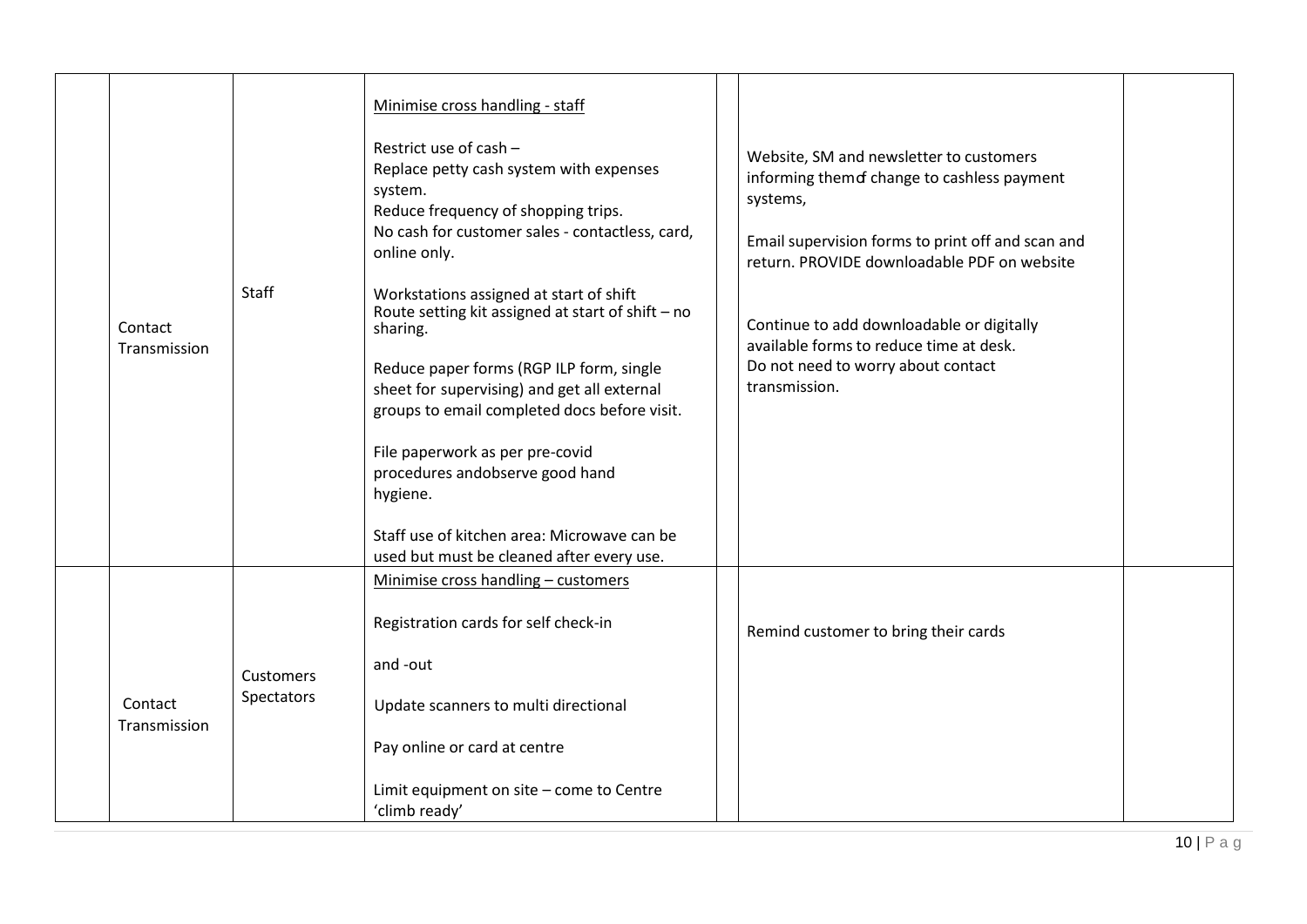| | | | | | | |
|---|---|---|---|---|---|---|
| | Contact Transmission | Staff | Minimise cross handling - staff<br><br>Restrict use of cash –<br>Replace petty cash system with expenses system.<br>Reduce frequency of shopping trips.<br>No cash for customer sales - contactless, card, online only.<br><br>Workstations assigned at start of shift<br>Route setting kit assigned at start of shift – no sharing.<br><br>Reduce paper forms (RGP ILP form, single sheet for supervising) and get all external groups to email completed docs before visit.<br><br>File paperwork as per pre-covid procedures andobserve good hand hygiene.<br><br>Staff use of kitchen area: Microwave can be used but must be cleaned after every use. | | Website, SM and newsletter to customers informing themof change to cashless payment systems,<br><br>Email supervision forms to print off and scan and return. PROVIDE downloadable PDF on website<br><br>Continue to add downloadable or digitally available forms to reduce time at desk.<br>Do not need to worry about contact transmission. | |
| | Contact Transmission | Customers Spectators | Minimise cross handling – customers<br><br>Registration cards for self check-in<br><br>and -out<br><br>Update scanners to multi directional<br><br>Pay online or card at centre<br><br>Limit equipment on site – come to Centre 'climb ready' | | Remind customer to bring their cards | |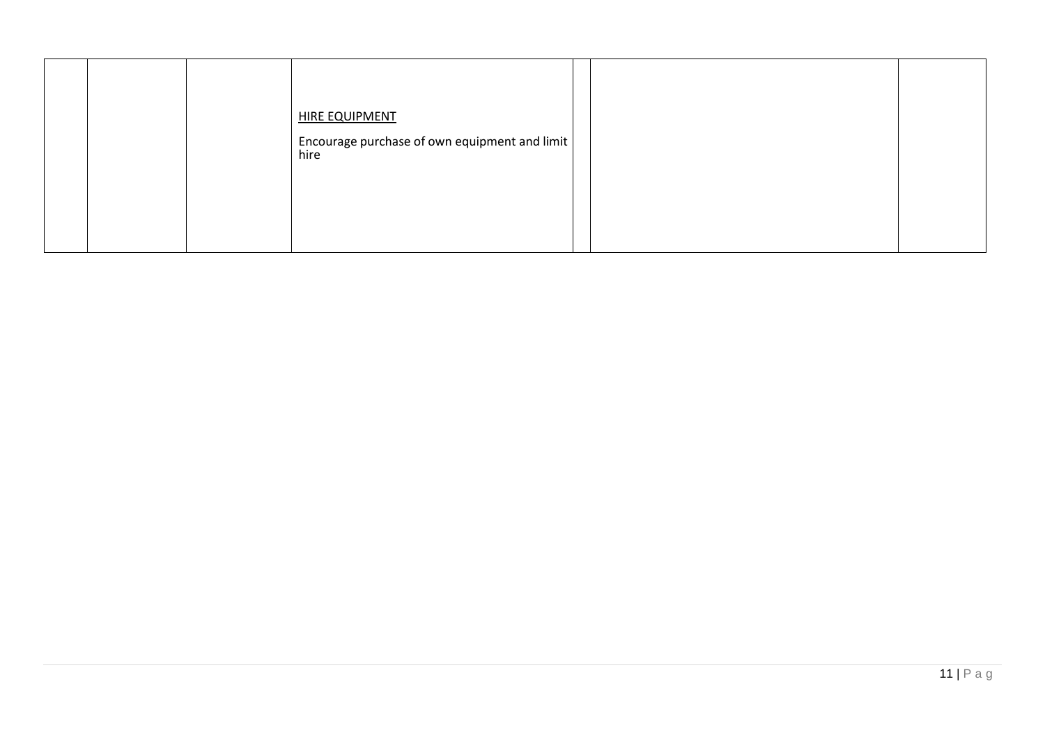| | | | | | | |
|---|---|---|---|---|---|---|
| | | | <u>HIRE EQUIPMENT</u><br><br>Encourage purchase of own equipment and limit hire | | | |